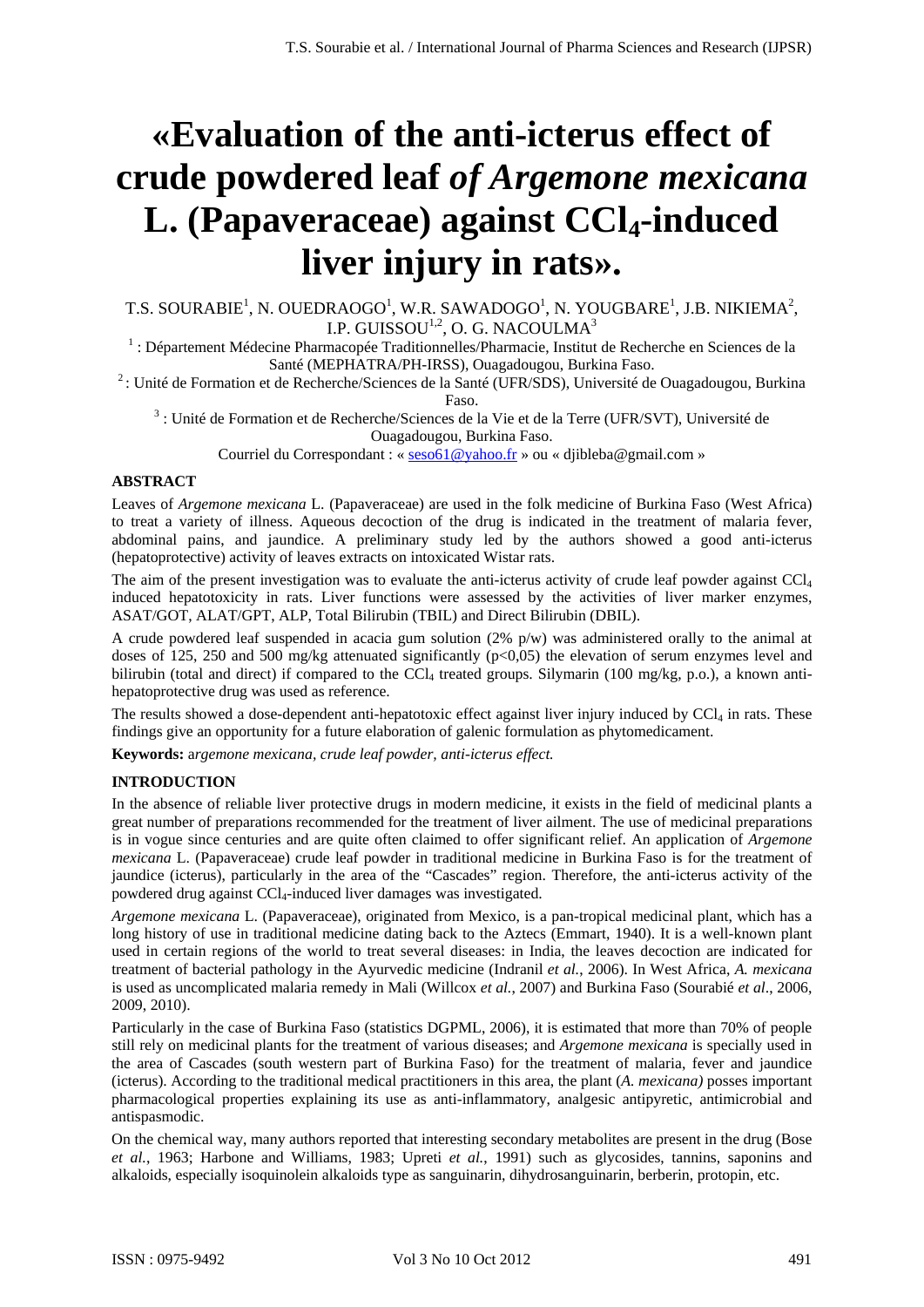# «Evaluation of the anti-icterus effect of crude powdered leaf *of Argemone mexicana* L. (Papaveraceae) against $CCl_4$-induced liver injury in rats».

T.S. SOURABIE[1], N. OUEDRAOGO[1], W.R. SAWADOGO[1], N. YOUGBARE[1], J.B. NIKIEMA[2], I.P. GUISSOU[1,2], O. G. NACOULMA[3]

[1] : Département Médecine Pharmacopée Traditionnelles/Pharmacie, Institut de Recherche en Sciences de la Santé (MEPHATRA/PH-IRSS), Ouagadougou, Burkina Faso.

[2] : Unité de Formation et de Recherche/Sciences de la Santé (UFR/SDS), Université de Ouagadougou, Burkina Faso.

[3] : Unité de Formation et de Recherche/Sciences de la Vie et de la Terre (UFR/SVT), Université de Ouagadougou, Burkina Faso.

Courriel du Correspondant : « seso61@yahoo.fr » ou « djibleba@gmail.com »

## ABSTRACT

Leaves of *Argemone mexicana* L. (Papaveraceae) are used in the folk medicine of Burkina Faso (West Africa) to treat a variety of illness. Aqueous decoction of the drug is indicated in the treatment of malaria fever, abdominal pains, and jaundice. A preliminary study led by the authors showed a good anti-icterus (hepatoprotective) activity of leaves extracts on intoxicated Wistar rats.

The aim of the present investigation was to evaluate the anti-icterus activity of crude leaf powder against $CCl_4$ induced hepatotoxicity in rats. Liver functions were assessed by the activities of liver marker enzymes, ASAT/GOT, ALAT/GPT, ALP, Total Bilirubin (TBIL) and Direct Bilirubin (DBIL).

A crude powdered leaf suspended in acacia gum solution (2% p/w) was administered orally to the animal at doses of 125, 250 and 500 mg/kg attenuated significantly ($p<0,05$) the elevation of serum enzymes level and bilirubin (total and direct) if compared to the $CCl_4$ treated groups. Silymarin (100 mg/kg, p.o.), a known anti-hepatoprotective drug was used as reference.

The results showed a dose-dependent anti-hepatotoxic effect against liver injury induced by $CCl_4$ in rats. These findings give an opportunity for a future elaboration of galenic formulation as phytomedicament.

**Keywords:** a*rgemone mexicana, crude leaf powder, anti-icterus effect.*

## INTRODUCTION

In the absence of reliable liver protective drugs in modern medicine, it exists in the field of medicinal plants a great number of preparations recommended for the treatment of liver ailment. The use of medicinal preparations is in vogue since centuries and are quite often claimed to offer significant relief. An application of *Argemone mexicana* L. (Papaveraceae) crude leaf powder in traditional medicine in Burkina Faso is for the treatment of jaundice (icterus), particularly in the area of the "Cascades" region. Therefore, the anti-icterus activity of the powdered drug against $CCl_4$-induced liver damages was investigated.

*Argemone mexicana* L. (Papaveraceae), originated from Mexico, is a pan-tropical medicinal plant, which has a long history of use in traditional medicine dating back to the Aztecs (Emmart, 1940). It is a well-known plant used in certain regions of the world to treat several diseases: in India, the leaves decoction are indicated for treatment of bacterial pathology in the Ayurvedic medicine (Indranil *et al.*, 2006). In West Africa, *A. mexicana* is used as uncomplicated malaria remedy in Mali (Willcox *et al.*, 2007) and Burkina Faso (Sourabié *et al*., 2006, 2009, 2010).

Particularly in the case of Burkina Faso (statistics DGPML, 2006), it is estimated that more than 70% of people still rely on medicinal plants for the treatment of various diseases; and *Argemone mexicana* is specially used in the area of Cascades (south western part of Burkina Faso) for the treatment of malaria, fever and jaundice (icterus). According to the traditional medical practitioners in this area, the plant (*A. mexicana)* posses important pharmacological properties explaining its use as anti-inflammatory, analgesic antipyretic, antimicrobial and antispasmodic.

On the chemical way, many authors reported that interesting secondary metabolites are present in the drug (Bose *et al.*, 1963; Harbone and Williams, 1983; Upreti *et al.*, 1991) such as glycosides, tannins, saponins and alkaloids, especially isoquinolein alkaloids type as sanguinarin, dihydrosanguinarin, berberin, protopin, etc.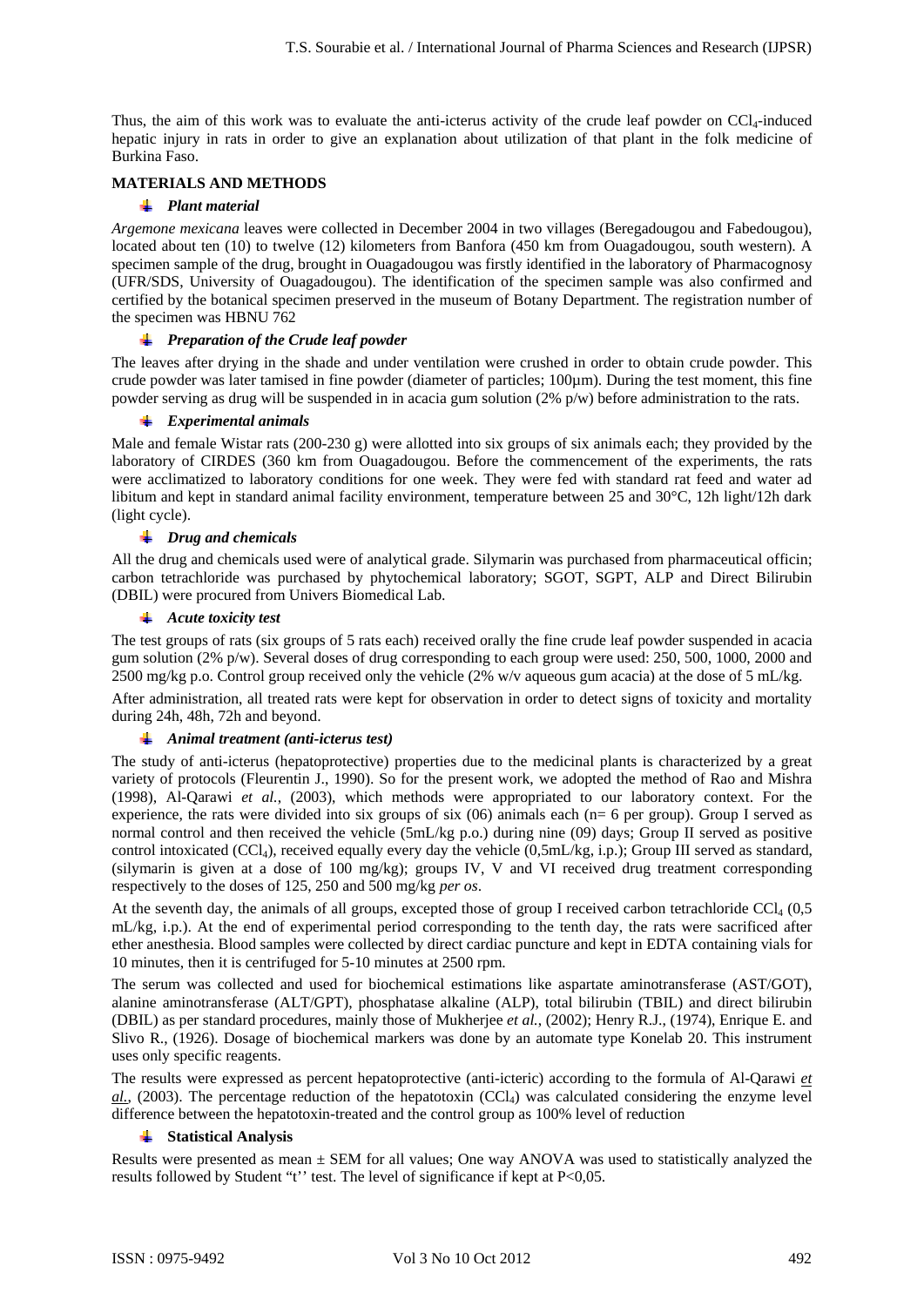Thus, the aim of this work was to evaluate the anti-icterus activity of the crude leaf powder on $CCl_4$-induced hepatic injury in rats in order to give an explanation about utilization of that plant in the folk medicine of Burkina Faso.

## MATERIALS AND METHODS

### *Plant material*

*Argemone mexicana* leaves were collected in December 2004 in two villages (Beregadougou and Fabedougou), located about ten (10) to twelve (12) kilometers from Banfora (450 km from Ouagadougou, south western). A specimen sample of the drug, brought in Ouagadougou was firstly identified in the laboratory of Pharmacognosy (UFR/SDS, University of Ouagadougou). The identification of the specimen sample was also confirmed and certified by the botanical specimen preserved in the museum of Botany Department. The registration number of the specimen was HBNU 762

### *Preparation of the Crude leaf powder*

The leaves after drying in the shade and under ventilation were crushed in order to obtain crude powder. This crude powder was later tamised in fine powder (diameter of particles; 100µm). During the test moment, this fine powder serving as drug will be suspended in in acacia gum solution (2% p/w) before administration to the rats.

### *Experimental animals*

Male and female Wistar rats (200-230 g) were allotted into six groups of six animals each; they provided by the laboratory of CIRDES (360 km from Ouagadougou. Before the commencement of the experiments, the rats were acclimatized to laboratory conditions for one week. They were fed with standard rat feed and water ad libitum and kept in standard animal facility environment, temperature between 25 and 30°C, 12h light/12h dark (light cycle).

### *Drug and chemicals*

All the drug and chemicals used were of analytical grade. Silymarin was purchased from pharmaceutical officin; carbon tetrachloride was purchased by phytochemical laboratory; SGOT, SGPT, ALP and Direct Bilirubin (DBIL) were procured from Univers Biomedical Lab.

### *Acute toxicity test*

The test groups of rats (six groups of 5 rats each) received orally the fine crude leaf powder suspended in acacia gum solution (2% p/w). Several doses of drug corresponding to each group were used: 250, 500, 1000, 2000 and 2500 mg/kg p.o. Control group received only the vehicle (2% w/v aqueous gum acacia) at the dose of 5 mL/kg.

After administration, all treated rats were kept for observation in order to detect signs of toxicity and mortality during 24h, 48h, 72h and beyond.

### *Animal treatment (anti-icterus test)*

The study of anti-icterus (hepatoprotective) properties due to the medicinal plants is characterized by a great variety of protocols (Fleurentin J., 1990). So for the present work, we adopted the method of Rao and Mishra (1998), Al-Qarawi *et al.*, (2003), which methods were appropriated to our laboratory context. For the experience, the rats were divided into six groups of six (06) animals each (n= 6 per group). Group I served as normal control and then received the vehicle (5mL/kg p.o.) during nine (09) days; Group II served as positive control intoxicated ($CCl_4$), received equally every day the vehicle (0,5mL/kg, i.p.); Group III served as standard, (silymarin is given at a dose of 100 mg/kg); groups IV, V and VI received drug treatment corresponding respectively to the doses of 125, 250 and 500 mg/kg *per os*.

At the seventh day, the animals of all groups, excepted those of group I received carbon tetrachloride $CCl_4$ (0,5 mL/kg, i.p.). At the end of experimental period corresponding to the tenth day, the rats were sacrificed after ether anesthesia. Blood samples were collected by direct cardiac puncture and kept in EDTA containing vials for 10 minutes, then it is centrifuged for 5-10 minutes at 2500 rpm.

The serum was collected and used for biochemical estimations like aspartate aminotransferase (AST/GOT), alanine aminotransferase (ALT/GPT), phosphatase alkaline (ALP), total bilirubin (TBIL) and direct bilirubin (DBIL) as per standard procedures, mainly those of Mukherjee *et al.*, (2002); Henry R.J., (1974), Enrique E. and Slivo R., (1926). Dosage of biochemical markers was done by an automate type Konelab 20. This instrument uses only specific reagents.

The results were expressed as percent hepatoprotective (anti-icteric) according to the formula of Al-Qarawi *et al.*, (2003). The percentage reduction of the hepatotoxin ($CCl_4$) was calculated considering the enzyme level difference between the hepatotoxin-treated and the control group as 100% level of reduction

### Statistical Analysis

Results were presented as mean ± SEM for all values; One way ANOVA was used to statistically analyzed the results followed by Student "t'' test. The level of significance if kept at $P<0,05$.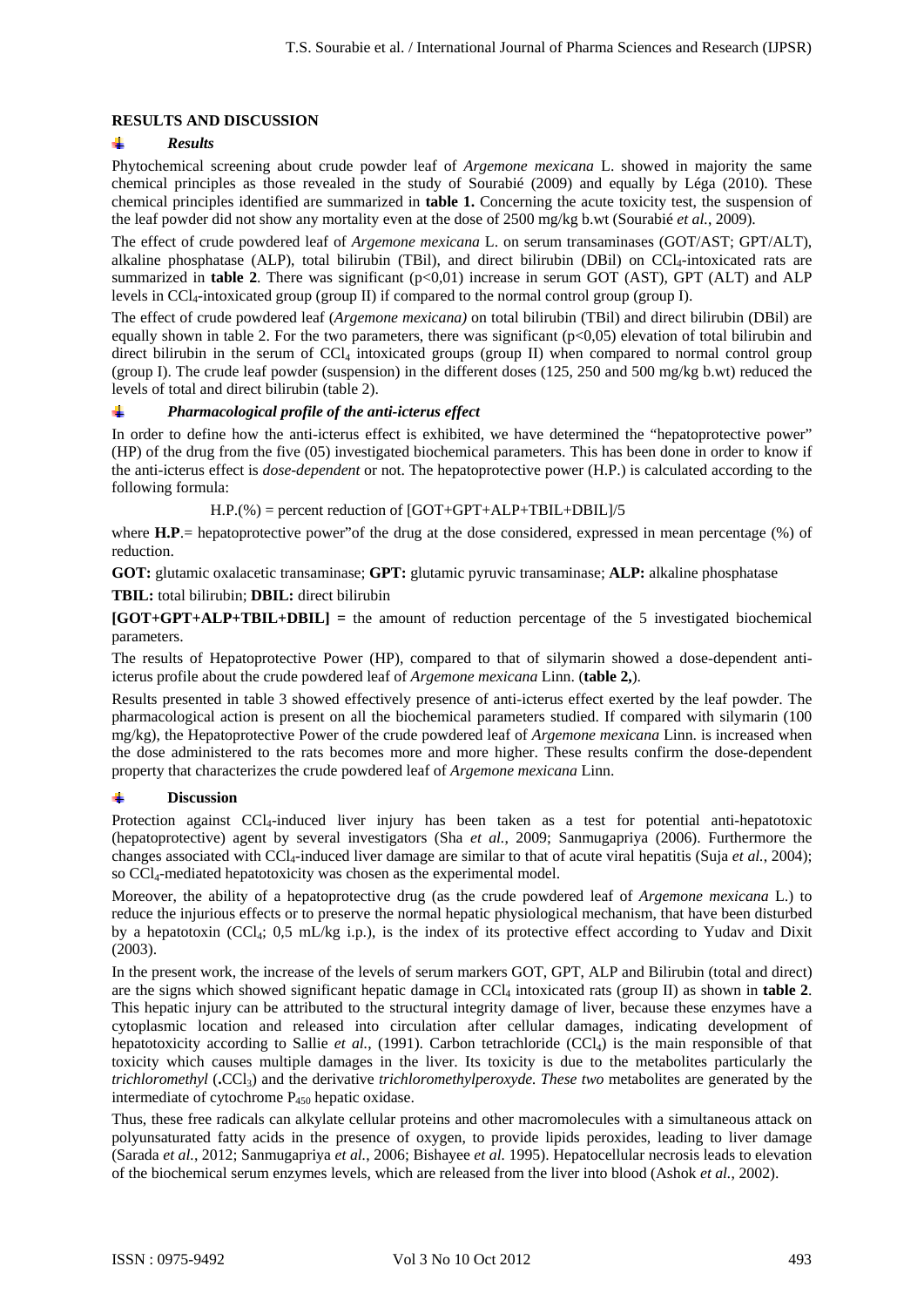## RESULTS AND DISCUSSION

### *Results*

Phytochemical screening about crude powder leaf of *Argemone mexicana* L. showed in majority the same chemical principles as those revealed in the study of Sourabié (2009) and equally by Léga (2010). These chemical principles identified are summarized in **table 1.** Concerning the acute toxicity test, the suspension of the leaf powder did not show any mortality even at the dose of 2500 mg/kg b.wt (Sourabié *et al.*, 2009).

The effect of crude powdered leaf of *Argemone mexicana* L. on serum transaminases (GOT/AST; GPT/ALT), alkaline phosphatase (ALP), total bilirubin (TBil), and direct bilirubin (DBil) on $CCl_4$-intoxicated rats are summarized in **table 2**. There was significant ($p<0,01$) increase in serum GOT (AST), GPT (ALT) and ALP levels in $CCl_4$-intoxicated group (group II) if compared to the normal control group (group I).

The effect of crude powdered leaf (*Argemone mexicana)* on total bilirubin (TBil) and direct bilirubin (DBil) are equally shown in table 2. For the two parameters, there was significant ($p<0,05$) elevation of total bilirubin and direct bilirubin in the serum of $CCl_4$ intoxicated groups (group II) when compared to normal control group (group I). The crude leaf powder (suspension) in the different doses (125, 250 and 500 mg/kg b.wt) reduced the levels of total and direct bilirubin (table 2).

### *Pharmacological profile of the anti-icterus effect*

In order to define how the anti-icterus effect is exhibited, we have determined the "hepatoprotective power" (HP) of the drug from the five (05) investigated biochemical parameters. This has been done in order to know if the anti-icterus effect is *dose-dependent* or not. The hepatoprotective power (H.P.) is calculated according to the following formula:

H.P.(%) = percent reduction of [GOT+GPT+ALP+TBIL+DBIL]/5

where **H.P**.= hepatoprotective power"of the drug at the dose considered, expressed in mean percentage (%) of reduction.

**GOT:** glutamic oxalacetic transaminase; **GPT:** glutamic pyruvic transaminase; **ALP:** alkaline phosphatase

**TBIL:** total bilirubin; **DBIL:** direct bilirubin

**[GOT+GPT+ALP+TBIL+DBIL] =** the amount of reduction percentage of the 5 investigated biochemical parameters.

The results of Hepatoprotective Power (HP), compared to that of silymarin showed a dose-dependent anti-icterus profile about the crude powdered leaf of *Argemone mexicana* Linn. (**table 2,**).

Results presented in table 3 showed effectively presence of anti-icterus effect exerted by the leaf powder. The pharmacological action is present on all the biochemical parameters studied. If compared with silymarin (100 mg/kg), the Hepatoprotective Power of the crude powdered leaf of *Argemone mexicana* Linn. is increased when the dose administered to the rats becomes more and more higher. These results confirm the dose-dependent property that characterizes the crude powdered leaf of *Argemone mexicana* Linn.

### Discussion

Protection against $CCl_4$-induced liver injury has been taken as a test for potential anti-hepatotoxic (hepatoprotective) agent by several investigators (Sha *et al.*, 2009; Sanmugapriya (2006). Furthermore the changes associated with $CCl_4$-induced liver damage are similar to that of acute viral hepatitis (Suja *et al.*, 2004); so $CCl_4$-mediated hepatotoxicity was chosen as the experimental model.

Moreover, the ability of a hepatoprotective drug (as the crude powdered leaf of *Argemone mexicana* L.) to reduce the injurious effects or to preserve the normal hepatic physiological mechanism, that have been disturbed by a hepatotoxin ($CCl_4$; 0,5 mL/kg i.p.), is the index of its protective effect according to Yudav and Dixit (2003).

In the present work, the increase of the levels of serum markers GOT, GPT, ALP and Bilirubin (total and direct) are the signs which showed significant hepatic damage in $CCl_4$ intoxicated rats (group II) as shown in **table 2**. This hepatic injury can be attributed to the structural integrity damage of liver, because these enzymes have a cytoplasmic location and released into circulation after cellular damages, indicating development of hepatotoxicity according to Sallie *et al.*, (1991). Carbon tetrachloride ($CCl_4$) is the main responsible of that toxicity which causes multiple damages in the liver. Its toxicity is due to the metabolites particularly the *trichloromethyl* (**.**$CCl_3$) and the derivative *trichloromethylperoxyde. These two* metabolites are generated by the intermediate of cytochrome $P_{450}$ hepatic oxidase.

Thus, these free radicals can alkylate cellular proteins and other macromolecules with a simultaneous attack on polyunsaturated fatty acids in the presence of oxygen, to provide lipids peroxides, leading to liver damage (Sarada *et al.*, 2012; Sanmugapriya *et al.*, 2006; Bishayee *et al.* 1995). Hepatocellular necrosis leads to elevation of the biochemical serum enzymes levels, which are released from the liver into blood (Ashok *et al.*, 2002).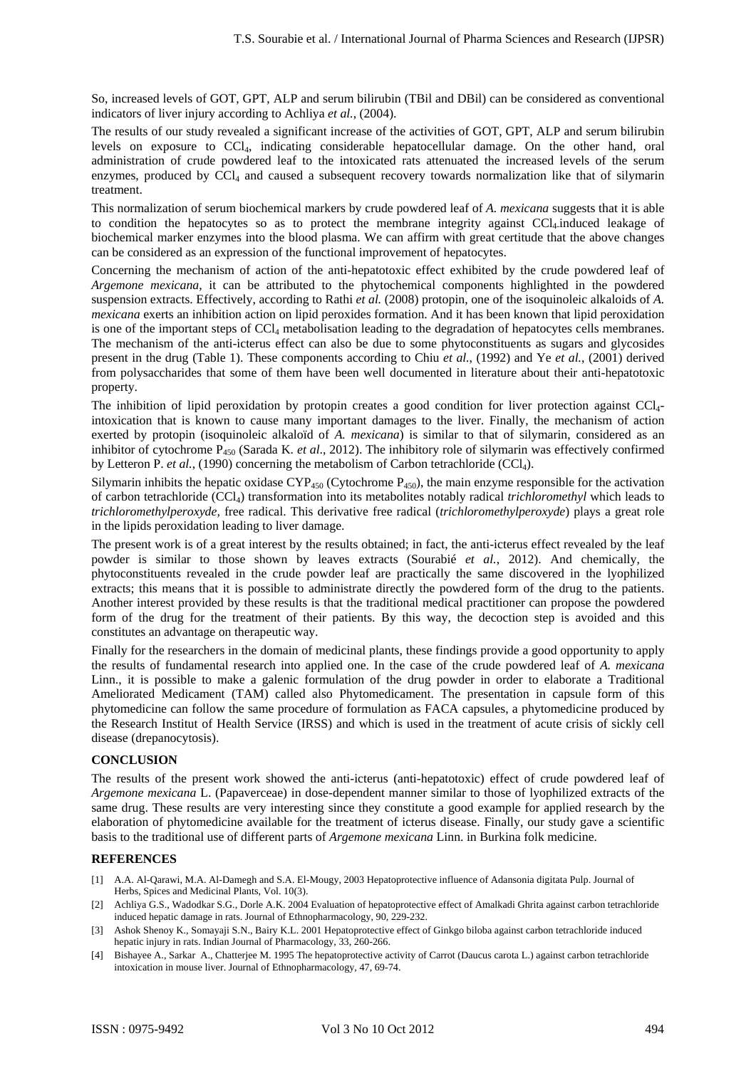So, increased levels of GOT, GPT, ALP and serum bilirubin (TBil and DBil) can be considered as conventional indicators of liver injury according to Achliya *et al.*, (2004).

The results of our study revealed a significant increase of the activities of GOT, GPT, ALP and serum bilirubin levels on exposure to $CCl_4$, indicating considerable hepatocellular damage. On the other hand, oral administration of crude powdered leaf to the intoxicated rats attenuated the increased levels of the serum enzymes, produced by $CCl_4$ and caused a subsequent recovery towards normalization like that of silymarin treatment.

This normalization of serum biochemical markers by crude powdered leaf of *A. mexicana* suggests that it is able to condition the hepatocytes so as to protect the membrane integrity against $CCl_4$ induced leakage of biochemical marker enzymes into the blood plasma. We can affirm with great certitude that the above changes can be considered as an expression of the functional improvement of hepatocytes.

Concerning the mechanism of action of the anti-hepatotoxic effect exhibited by the crude powdered leaf of *Argemone mexicana*, it can be attributed to the phytochemical components highlighted in the powdered suspension extracts. Effectively, according to Rathi *et al.* (2008) protopin, one of the isoquinoleic alkaloids of *A. mexicana* exerts an inhibition action on lipid peroxides formation. And it has been known that lipid peroxidation is one of the important steps of $CCl_4$ metabolisation leading to the degradation of hepatocytes cells membranes. The mechanism of the anti-icterus effect can also be due to some phytoconstituents as sugars and glycosides present in the drug (Table 1). These components according to Chiu *et al.*, (1992) and Ye *et al.*, (2001) derived from polysaccharides that some of them have been well documented in literature about their anti-hepatotoxic property.

The inhibition of lipid peroxidation by protopin creates a good condition for liver protection against $CCl_4$-intoxication that is known to cause many important damages to the liver. Finally, the mechanism of action exerted by protopin (isoquinoleic alkaloïd of *A. mexicana*) is similar to that of silymarin, considered as an inhibitor of cytochrome $P_{450}$ (Sarada K. *et al*., 2012). The inhibitory role of silymarin was effectively confirmed by Letteron P. *et al.*, (1990) concerning the metabolism of Carbon tetrachloride ($CCl_4$).

Silymarin inhibits the hepatic oxidase $CYP_{450}$ (Cytochrome $P_{450}$), the main enzyme responsible for the activation of carbon tetrachloride ($CCl_4$) transformation into its metabolites notably radical *trichloromethyl* which leads to *trichloromethylperoxyde,* free radical. This derivative free radical (*trichloromethylperoxyde*) plays a great role in the lipids peroxidation leading to liver damage.

The present work is of a great interest by the results obtained; in fact, the anti-icterus effect revealed by the leaf powder is similar to those shown by leaves extracts (Sourabié *et al.*, 2012). And chemically, the phytoconstituents revealed in the crude powder leaf are practically the same discovered in the lyophilized extracts; this means that it is possible to administrate directly the powdered form of the drug to the patients. Another interest provided by these results is that the traditional medical practitioner can propose the powdered form of the drug for the treatment of their patients. By this way, the decoction step is avoided and this constitutes an advantage on therapeutic way.

Finally for the researchers in the domain of medicinal plants, these findings provide a good opportunity to apply the results of fundamental research into applied one. In the case of the crude powdered leaf of *A. mexicana* Linn., it is possible to make a galenic formulation of the drug powder in order to elaborate a Traditional Ameliorated Medicament (TAM) called also Phytomedicament. The presentation in capsule form of this phytomedicine can follow the same procedure of formulation as FACA capsules, a phytomedicine produced by the Research Institut of Health Service (IRSS) and which is used in the treatment of acute crisis of sickly cell disease (drepanocytosis).

## CONCLUSION

The results of the present work showed the anti-icterus (anti-hepatotoxic) effect of crude powdered leaf of *Argemone mexicana* L. (Papaverceae) in dose-dependent manner similar to those of lyophilized extracts of the same drug. These results are very interesting since they constitute a good example for applied research by the elaboration of phytomedicine available for the treatment of icterus disease. Finally, our study gave a scientific basis to the traditional use of different parts of *Argemone mexicana* Linn. in Burkina folk medicine.

## REFERENCES

[1] A.A. Al-Qarawi, M.A. Al-Damegh and S.A. El-Mougy, 2003 Hepatoprotective influence of Adansonia digitata Pulp. Journal of Herbs, Spices and Medicinal Plants, Vol. 10(3).

[2] Achliya G.S., Wadodkar S.G., Dorle A.K. 2004 Evaluation of hepatoprotective effect of Amalkadi Ghrita against carbon tetrachloride induced hepatic damage in rats. Journal of Ethnopharmacology, 90, 229-232.

[3] Ashok Shenoy K., Somayaji S.N., Bairy K.L. 2001 Hepatoprotective effect of Ginkgo biloba against carbon tetrachloride induced hepatic injury in rats. Indian Journal of Pharmacology, 33, 260-266.

[4] Bishayee A., Sarkar A., Chatterjee M. 1995 The hepatoprotective activity of Carrot (Daucus carota L.) against carbon tetrachloride intoxication in mouse liver. Journal of Ethnopharmacology, 47, 69-74.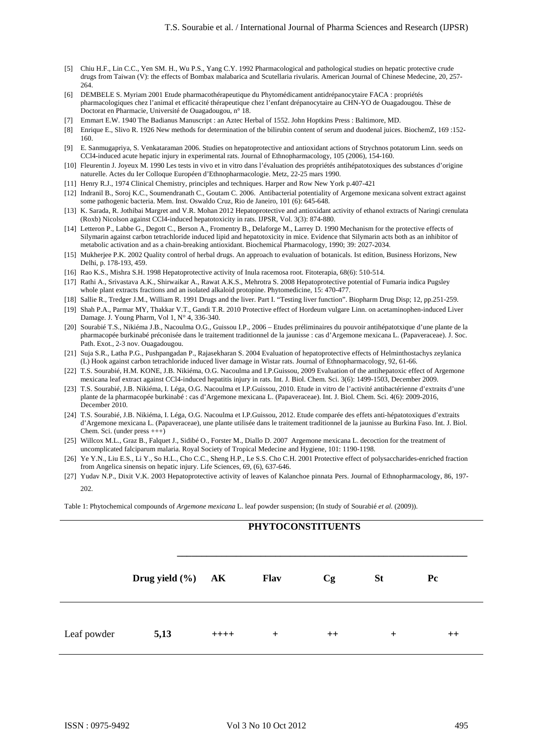[5] Chiu H.F., Lin C.C., Yen SM. H., Wu P.S., Yang C.Y. 1992 Pharmacological and pathological studies on hepatic protective crude drugs from Taiwan (V): the effects of Bombax malabarica and Scutellaria rivularis. American Journal of Chinese Medecine, 20, 257-264.

[6] DEMBELE S. Myriam 2001 Etude pharmacothérapeutique du Phytomédicament antidrépanocytaire FACA : propriétés pharmacologiques chez l'animal et efficacité thérapeutique chez l'enfant drépanocytaire au CHN-YO de Ouagadougou. Thèse de Doctorat en Pharmacie, Université de Ouagadougou, n° 18.

[7] Emmart E.W. 1940 The Badianus Manuscript : an Aztec Herbal of 1552. John Hoptkins Press : Baltimore, MD.

[8] Enrique E., Slivo R. 1926 New methods for determination of the bilirubin content of serum and duodenal juices. BiochemZ, 169 :152-160.

[9] E. Sanmugapriya, S. Venkataraman 2006. Studies on hepatoprotective and antioxidant actions of Strychnos potatorum Linn. seeds on CCl4-induced acute hepatic injury in experimental rats. Journal of Ethnopharmacology, 105 (2006), 154-160.

[10] Fleurentin J. Joyeux M. 1990 Les tests in vivo et in vitro dans l'évaluation des propriétés antihépatotoxiques des substances d'origine naturelle. Actes du Ier Colloque Européen d'Ethnopharmacologie. Metz, 22-25 mars 1990.

[11] Henry R.J., 1974 Clinical Chemistry, principles and techniques. Harper and Row New York p.407-421

[12] Indranil B., Soroj K.C., Soumendranath C., Goutam C. 2006. Antibacterial potentiality of Argemone mexicana solvent extract against some pathogenic bacteria. Mem. Inst. Oswaldo Cruz, Rio de Janeiro, 101 (6): 645-648.

[13] K. Sarada, R. Jothibai Margret and V.R. Mohan 2012 Hepatoprotective and antioxidant activity of ethanol extracts of Naringi crenulata (Roxb) Nicolson against CCl4-induced hepatotoxicity in rats. IJPSR, Vol. 3(3): 874-880.

[14] Letteron P., Labbe G., Degott C., Berson A., Fromentry B., Delaforge M., Larrey D. 1990 Mechanism for the protective effects of Silymarin against carbon tetrachloride induced lipid and hepatotoxicity in mice. Evidence that Silymarin acts both as an inhibitor of metabolic activation and as a chain-breaking antioxidant. Biochemical Pharmacology, 1990; 39: 2027-2034.

[15] Mukherjee P.K. 2002 Quality control of herbal drugs. An approach to evaluation of botanicals. Ist edition, Business Horizons, New Delhi, p. 178-193, 459.

[16] Rao K.S., Mishra S.H. 1998 Hepatoprotective activity of Inula racemosa root. Fitoterapia, 68(6): 510-514.

[17] Rathi A., Srivastava A.K., Shirwaikar A., Rawat A.K.S., Mehrotra S. 2008 Hepatoprotective potential of Fumaria indica Pugsley whole plant extracts fractions and an isolated alkaloid protopine. Phytomedicine, 15: 470-477.

[18] Sallie R., Tredger J.M., William R. 1991 Drugs and the liver. Part I. "Testing liver function". Biopharm Drug Disp; 12, pp.251-259.

[19] Shah P.A., Parmar MY, Thakkar V.T., Gandi T.R. 2010 Protective effect of Hordeum vulgare Linn. on acetaminophen-induced Liver Damage. J. Young Pharm, Vol 1, N° 4, 336-340.

[20] Sourabié T.S., Nikiéma J.B., Nacoulma O.G., Guissou I.P., 2006 – Etudes préliminaires du pouvoir antihépatotxique d'une plante de la pharmacopée burkinabé préconisée dans le traitement traditionnel de la jaunisse : cas d'Argemone mexicana L. (Papaveraceae). J. Soc. Path. Exot., 2-3 nov. Ouagadougou.

[21] Suja S.R., Latha P.G., Pushpangadan P., Rajasekharan S. 2004 Evaluation of hepatoprotective effects of Helminthostachys zeylanica (L) Hook against carbon tetrachloride induced liver damage in Wistar rats. Journal of Ethnopharmacology, 92, 61-66.

[22] T.S. Sourabié, H.M. KONE, J.B. Nikiéma, O.G. Nacoulma and I.P.Guissou, 2009 Evaluation of the antihepatoxic effect of Argemone mexicana leaf extract against CCl4-induced hepatitis injury in rats. Int. J. Biol. Chem. Sci. 3(6): 1499-1503, December 2009.

[23] T.S. Sourabié, J.B. Nikiéma, I. Léga, O.G. Nacoulma et I.P.Guissou, 2010. Etude in vitro de l'activité antibactérienne d'extraits d'une plante de la pharmacopée burkinabé : cas d'Argemone mexicana L. (Papaveraceae). Int. J. Biol. Chem. Sci. 4(6): 2009-2016, December 2010.

[24] T.S. Sourabié, J.B. Nikiéma, I. Léga, O.G. Nacoulma et I.P.Guissou, 2012. Etude comparée des effets anti-hépatotoxiques d'extraits d'Argemone mexicana L. (Papaveraceae), une plante utilisée dans le traitement traditionnel de la jaunisse au Burkina Faso. Int. J. Biol. Chem. Sci. (under press +++)

[25] Willcox M.L., Graz B., Falquet J., Sidibé O., Forster M., Diallo D. 2007 Argemone mexicana L. decoction for the treatment of uncomplicated falciparum malaria. Royal Society of Tropical Medecine and Hygiene, 101: 1190-1198.

[26] Ye Y.N., Liu E.S., Li Y., So H.L., Cho C.C., Sheng H.P., Le S.S. Cho C.H. 2001 Protective effect of polysaccharides-enriched fraction from Angelica sinensis on hepatic injury. Life Sciences, 69, (6), 637-646.

[27] Yudav N.P., Dixit V.K. 2003 Hepatoprotective activity of leaves of Kalanchoe pinnata Pers. Journal of Ethnopharmacology, 86, 197-202.

Table 1: Phytochemical compounds of *Argemone mexicana* L. leaf powder suspension; (In study of Sourabié *et al.* (2009)).

| | | **PHYTOCONSTITUENTS** | | | | |
|---|---|---|---|---|---|---|
| | **Drug yield (%)** | **AK** | **Flav** | **Cg** | **St** | **Pc** |
| Leaf powder | **5,13** | ++++ | + | ++ | + | ++ |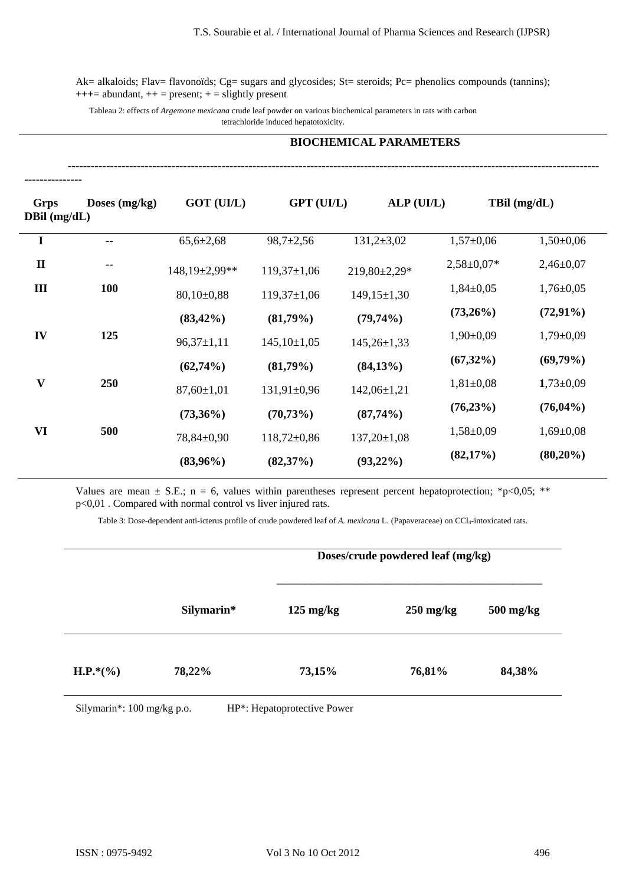Ak= alkaloids; Flav= flavonoïds; Cg= sugars and glycosides; St= steroids; Pc= phenolics compounds (tannins); +++= abundant, ++ = present; + = slightly present

Tableau 2: effects of *Argemone mexicana* crude leaf powder on various biochemical parameters in rats with carbon tetrachloride induced hepatotoxicity.

| | | BIOCHEMICAL PARAMETERS | | | | |
|---|---|---|---|---|---|---|
| **Grps** | **Doses (mg/kg)** | **GOT (UI/L)** | **GPT (UI/L)** | **ALP (UI/L)** | **TBil (mg/dL)** | **DBil (mg/dL)** |
| **I** | -- | 65,6±2,68 | 98,7±2,56 | 131,2±3,02 | 1,57±0,06 | 1,50±0,06 |
| **II** | -- | 148,19±2,99** | 119,37±1,06 | 219,80±2,29* | 2,58±0,07* | 2,46±0,07 |
| **III** | **100** | 80,10±0,88 | 119,37±1,06 | 149,15±1,30 | 1,84±0,05 | 1,76±0,05 |
| | | **(83,42%)** | **(81,79%)** | **(79,74%)** | **(73,26%)** | **(72,91%)** |
| **IV** | **125** | 96,37±1,11 | 145,10±1,05 | 145,26±1,33 | 1,90±0,09 | 1,79±0,09 |
| | | **(62,74%)** | **(81,79%)** | **(84,13%)** | **(67,32%)** | **(69,79%)** |
| **V** | **250** | 87,60±1,01 | 131,91±0,96 | 142,06±1,21 | 1,81±0,08 | **1**,73±0,09 |
| | | **(73,36%)** | **(70,73%)** | **(87,74%)** | **(76,23%)** | **(76,04%)** |
| **VI** | **500** | 78,84±0,90 | 118,72±0,86 | 137,20±1,08 | 1,58±0,09 | 1,69±0,08 |
| | | **(83,96%)** | **(82,37%)** | **(93,22%)** | **(82,17%)** | **(80,20%)** |

Values are mean ± S.E.; n = 6, values within parentheses represent percent hepatoprotection; *p<0,05; ** p<0,01 . Compared with normal control vs liver injured rats.

Table 3: Dose-dependent anti-icterus profile of crude powdered leaf of *A. mexicana* L. (Papaveraceae) on $CCl_4$-intoxicated rats.

| | | Doses/crude powdered leaf (mg/kg) | | |
|---|---|---|---|---|
| | **Silymarin*** | **125 mg/kg** | **250 mg/kg** | **500 mg/kg** |
| **H.P.*(%)** | **78,22%** | **73,15%** | **76,81%** | **84,38%** |

Silymarin*: 100 mg/kg p.o. HP*: Hepatoprotective Power